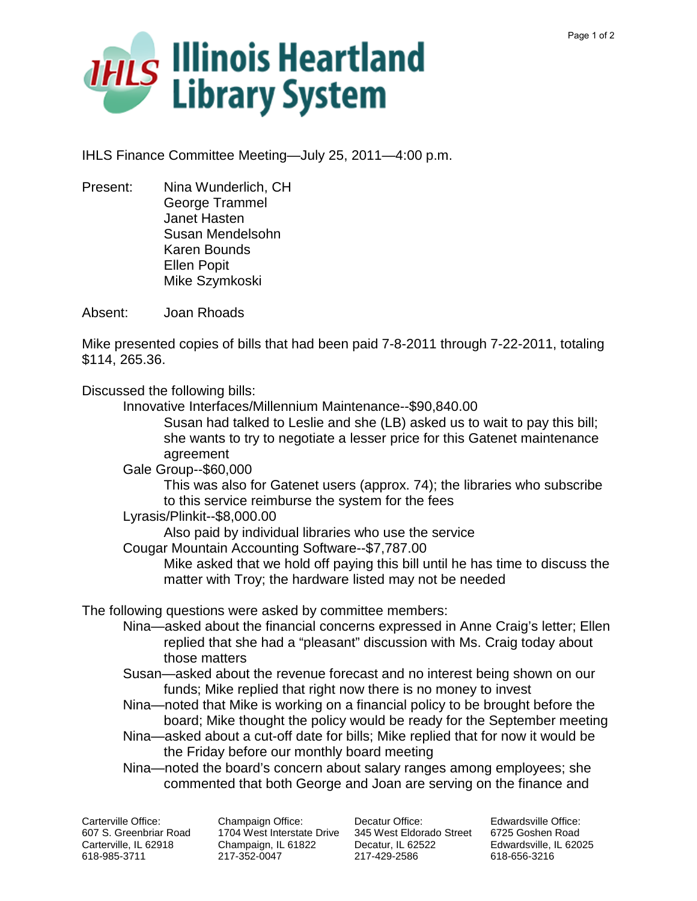# Illinois Heartland Library System

IHLS Finance Committee Meeting—July 25, 2011—4:00 p.m.

Present: Nina Wunderlich, CH
George Trammel
Janet Hasten
Susan Mendelsohn
Karen Bounds
Ellen Popit
Mike Szymkoski

Absent: Joan Rhoads

Mike presented copies of bills that had been paid 7-8-2011 through 7-22-2011, totaling $114, 265.36.

Discussed the following bills:

- Innovative Interfaces/Millennium Maintenance--$90,840.00
  - Susan had talked to Leslie and she (LB) asked us to wait to pay this bill; she wants to try to negotiate a lesser price for this Gatenet maintenance agreement
- Gale Group--$60,000
  - This was also for Gatenet users (approx. 74); the libraries who subscribe to this service reimburse the system for the fees
- Lyrasis/Plinkit--$8,000.00
  - Also paid by individual libraries who use the service
- Cougar Mountain Accounting Software--$7,787.00
  - Mike asked that we hold off paying this bill until he has time to discuss the matter with Troy; the hardware listed may not be needed

The following questions were asked by committee members:

- Nina—asked about the financial concerns expressed in Anne Craig's letter; Ellen replied that she had a "pleasant" discussion with Ms. Craig today about those matters
- Susan—asked about the revenue forecast and no interest being shown on our funds; Mike replied that right now there is no money to invest
- Nina—noted that Mike is working on a financial policy to be brought before the board; Mike thought the policy would be ready for the September meeting
- Nina—asked about a cut-off date for bills; Mike replied that for now it would be the Friday before our monthly board meeting
- Nina—noted the board's concern about salary ranges among employees; she commented that both George and Joan are serving on the finance and

Carterville Office:
607 S. Greenbriar Road
Carterville, IL 62918
618-985-3711

Champaign Office:
1704 West Interstate Drive
Champaign, IL 61822
217-352-0047

Decatur Office:
345 West Eldorado Street
Decatur, IL 62522
217-429-2586

Edwardsville Office:
6725 Goshen Road
Edwardsville, IL 62025
618-656-3216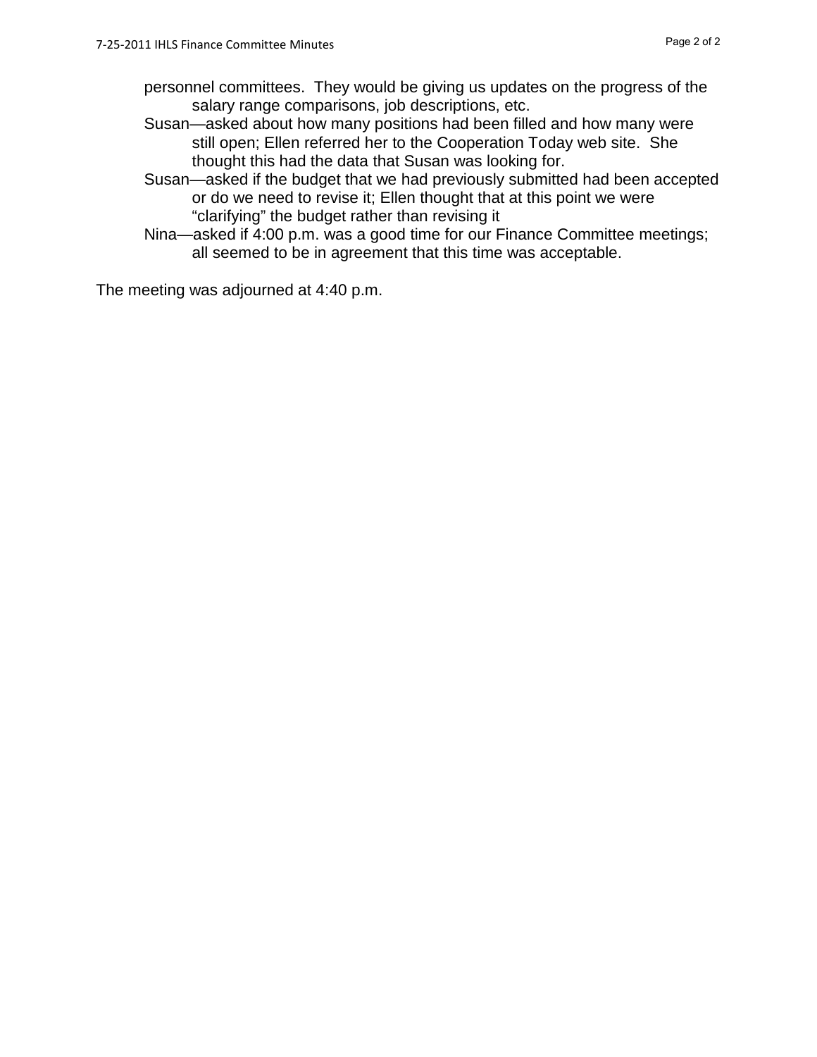personnel committees. They would be giving us updates on the progress of the salary range comparisons, job descriptions, etc.

Susan—asked about how many positions had been filled and how many were still open; Ellen referred her to the Cooperation Today web site. She thought this had the data that Susan was looking for.

Susan—asked if the budget that we had previously submitted had been accepted or do we need to revise it; Ellen thought that at this point we were "clarifying" the budget rather than revising it

Nina—asked if 4:00 p.m. was a good time for our Finance Committee meetings; all seemed to be in agreement that this time was acceptable.

The meeting was adjourned at 4:40 p.m.